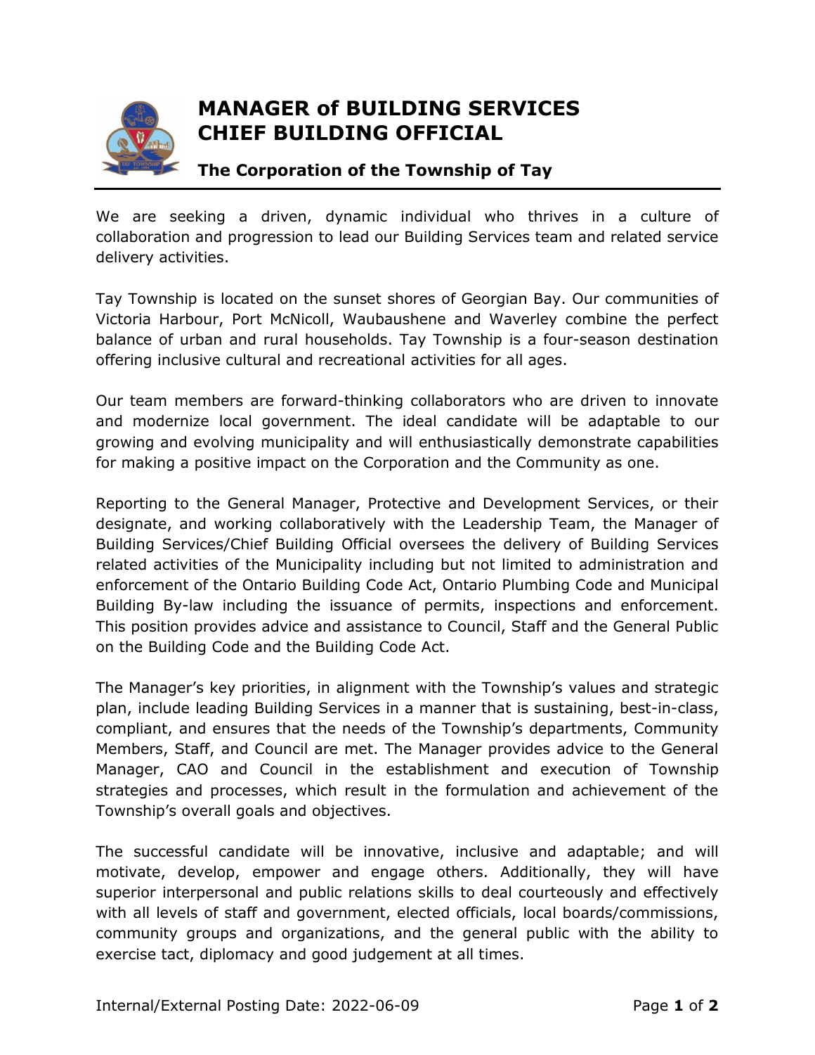# MANAGER of BUILDING SERVICES CHIEF BUILDING OFFICIAL

### The Corporation of the Township of Tay

We are seeking a driven, dynamic individual who thrives in a culture of collaboration and progression to lead our Building Services team and related service delivery activities.

Tay Township is located on the sunset shores of Georgian Bay. Our communities of Victoria Harbour, Port McNicoll, Waubaushene and Waverley combine the perfect balance of urban and rural households. Tay Township is a four-season destination offering inclusive cultural and recreational activities for all ages.

Our team members are forward-thinking collaborators who are driven to innovate and modernize local government. The ideal candidate will be adaptable to our growing and evolving municipality and will enthusiastically demonstrate capabilities for making a positive impact on the Corporation and the Community as one.

Reporting to the General Manager, Protective and Development Services, or their designate, and working collaboratively with the Leadership Team, the Manager of Building Services/Chief Building Official oversees the delivery of Building Services related activities of the Municipality including but not limited to administration and enforcement of the Ontario Building Code Act, Ontario Plumbing Code and Municipal Building By-law including the issuance of permits, inspections and enforcement. This position provides advice and assistance to Council, Staff and the General Public on the Building Code and the Building Code Act.

The Manager's key priorities, in alignment with the Township's values and strategic plan, include leading Building Services in a manner that is sustaining, best-in-class, compliant, and ensures that the needs of the Township's departments, Community Members, Staff, and Council are met. The Manager provides advice to the General Manager, CAO and Council in the establishment and execution of Township strategies and processes, which result in the formulation and achievement of the Township's overall goals and objectives.

The successful candidate will be innovative, inclusive and adaptable; and will motivate, develop, empower and engage others. Additionally, they will have superior interpersonal and public relations skills to deal courteously and effectively with all levels of staff and government, elected officials, local boards/commissions, community groups and organizations, and the general public with the ability to exercise tact, diplomacy and good judgement at all times.

Internal/External Posting Date: 2022-06-09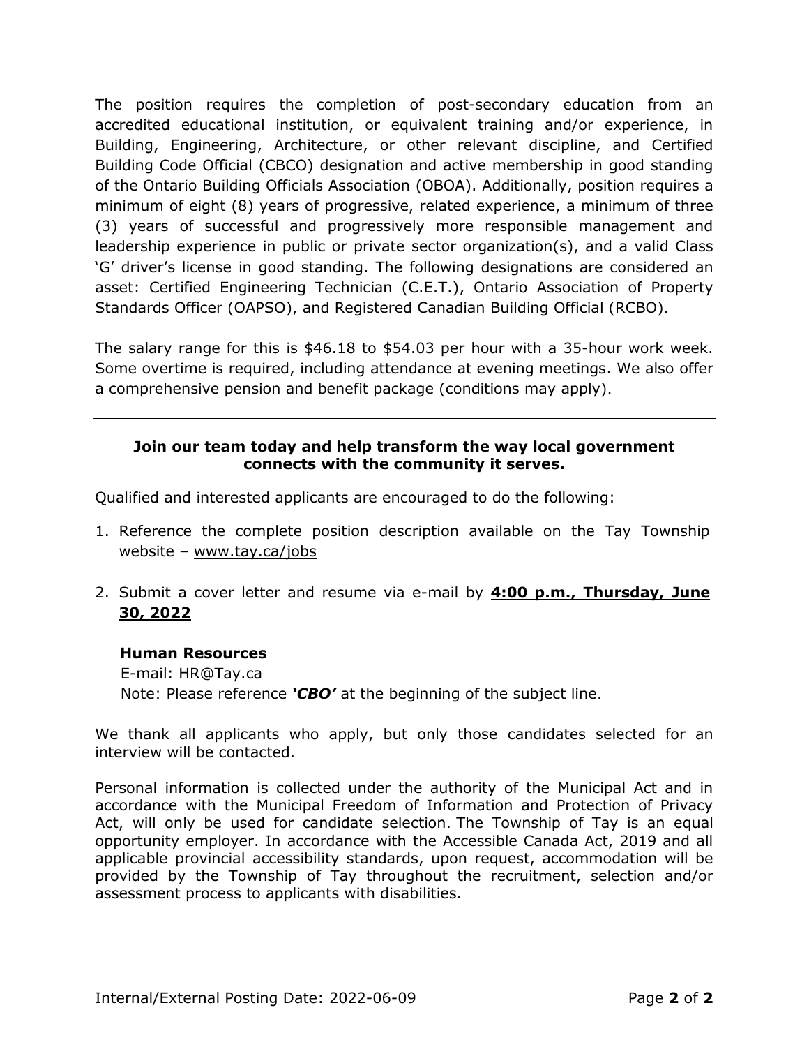The position requires the completion of post-secondary education from an accredited educational institution, or equivalent training and/or experience, in Building, Engineering, Architecture, or other relevant discipline, and Certified Building Code Official (CBCO) designation and active membership in good standing of the Ontario Building Officials Association (OBOA). Additionally, position requires a minimum of eight (8) years of progressive, related experience, a minimum of three (3) years of successful and progressively more responsible management and leadership experience in public or private sector organization(s), and a valid Class 'G' driver's license in good standing. The following designations are considered an asset: Certified Engineering Technician (C.E.T.), Ontario Association of Property Standards Officer (OAPSO), and Registered Canadian Building Official (RCBO).

The salary range for this is $46.18 to $54.03 per hour with a 35-hour work week. Some overtime is required, including attendance at evening meetings. We also offer a comprehensive pension and benefit package (conditions may apply).

---

**Join our team today and help transform the way local government connects with the community it serves.**

Qualified and interested applicants are encouraged to do the following:

1. Reference the complete position description available on the Tay Township website – www.tay.ca/jobs

2. Submit a cover letter and resume via e-mail by **4:00 p.m., Thursday, June 30, 2022**

   **Human Resources**
   E-mail: HR@Tay.ca
   Note: Please reference ***'CBO'*** at the beginning of the subject line.

We thank all applicants who apply, but only those candidates selected for an interview will be contacted.

Personal information is collected under the authority of the Municipal Act and in accordance with the Municipal Freedom of Information and Protection of Privacy Act, will only be used for candidate selection. The Township of Tay is an equal opportunity employer. In accordance with the Accessible Canada Act, 2019 and all applicable provincial accessibility standards, upon request, accommodation will be provided by the Township of Tay throughout the recruitment, selection and/or assessment process to applicants with disabilities.

Internal/External Posting Date: 2022-06-09